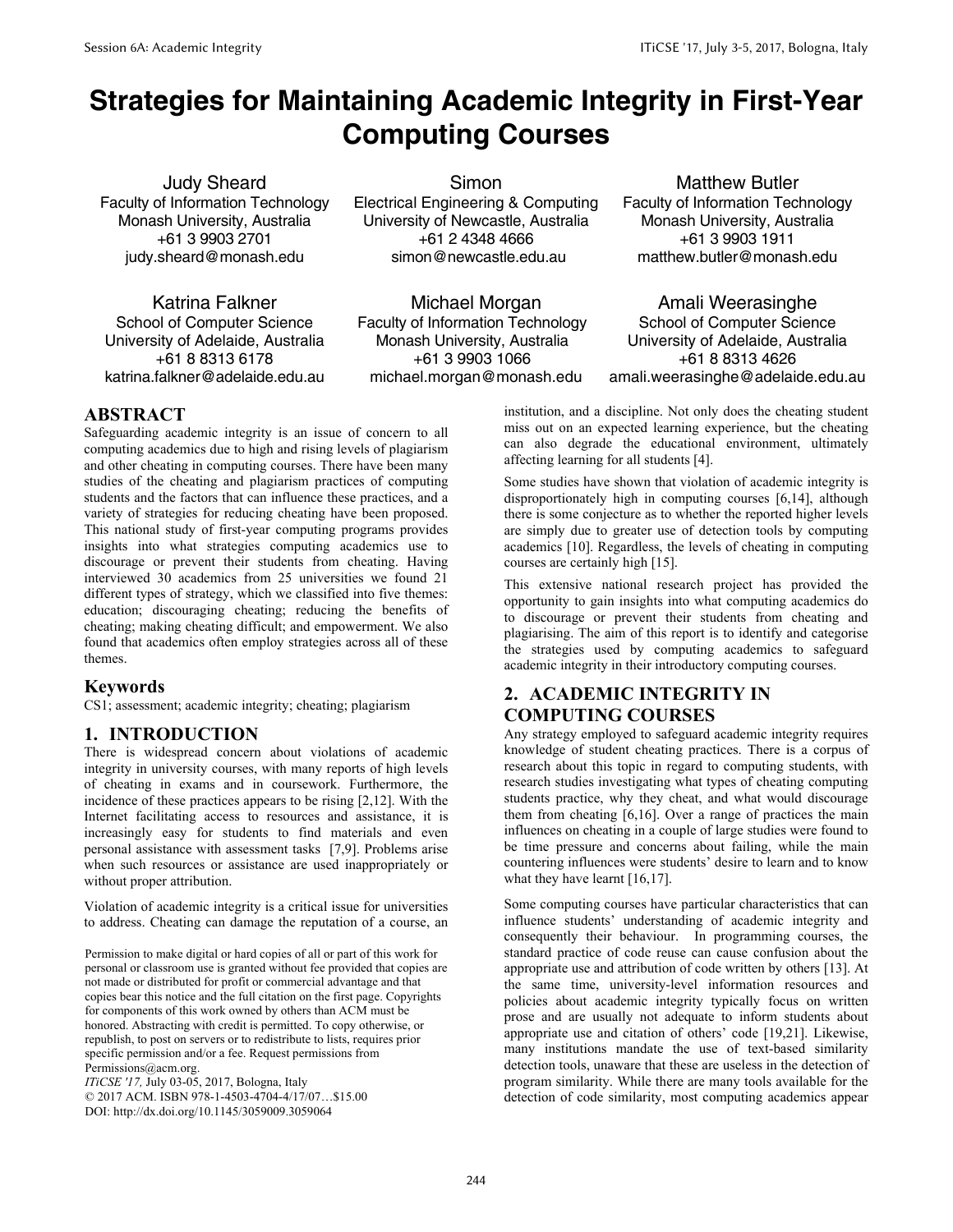# Strategies for Maintaining Academic Integrity in First-Year Computing Courses

Judy Sheard
Faculty of Information Technology
Monash University, Australia
+61 3 9903 2701
judy.sheard@monash.edu

Simon
Electrical Engineering & Computing
University of Newcastle, Australia
+61 2 4348 4666
simon@newcastle.edu.au

Matthew Butler
Faculty of Information Technology
Monash University, Australia
+61 3 9903 1911
matthew.butler@monash.edu

Katrina Falkner
School of Computer Science
University of Adelaide, Australia
+61 8 8313 6178
katrina.falkner@adelaide.edu.au

Michael Morgan
Faculty of Information Technology
Monash University, Australia
+61 3 9903 1066
michael.morgan@monash.edu

Amali Weerasinghe
School of Computer Science
University of Adelaide, Australia
+61 8 8313 4626
amali.weerasinghe@adelaide.edu.au

## ABSTRACT

Safeguarding academic integrity is an issue of concern to all computing academics due to high and rising levels of plagiarism and other cheating in computing courses. There have been many studies of the cheating and plagiarism practices of computing students and the factors that can influence these practices, and a variety of strategies for reducing cheating have been proposed. This national study of first-year computing programs provides insights into what strategies computing academics use to discourage or prevent their students from cheating. Having interviewed 30 academics from 25 universities we found 21 different types of strategy, which we classified into five themes: education; discouraging cheating; reducing the benefits of cheating; making cheating difficult; and empowerment. We also found that academics often employ strategies across all of these themes.

## Keywords

CS1; assessment; academic integrity; cheating; plagiarism

## 1. INTRODUCTION

There is widespread concern about violations of academic integrity in university courses, with many reports of high levels of cheating in exams and in coursework. Furthermore, the incidence of these practices appears to be rising [2,12]. With the Internet facilitating access to resources and assistance, it is increasingly easy for students to find materials and even personal assistance with assessment tasks [7,9]. Problems arise when such resources or assistance are used inappropriately or without proper attribution.

Violation of academic integrity is a critical issue for universities to address. Cheating can damage the reputation of a course, an institution, and a discipline. Not only does the cheating student miss out on an expected learning experience, but the cheating can also degrade the educational environment, ultimately affecting learning for all students [4].

Some studies have shown that violation of academic integrity is disproportionately high in computing courses [6,14], although there is some conjecture as to whether the reported higher levels are simply due to greater use of detection tools by computing academics [10]. Regardless, the levels of cheating in computing courses are certainly high [15].

This extensive national research project has provided the opportunity to gain insights into what computing academics do to discourage or prevent their students from cheating and plagiarising. The aim of this report is to identify and categorise the strategies used by computing academics to safeguard academic integrity in their introductory computing courses.

## 2. ACADEMIC INTEGRITY IN COMPUTING COURSES

Any strategy employed to safeguard academic integrity requires knowledge of student cheating practices. There is a corpus of research about this topic in regard to computing students, with research studies investigating what types of cheating computing students practice, why they cheat, and what would discourage them from cheating [6,16]. Over a range of practices the main influences on cheating in a couple of large studies were found to be time pressure and concerns about failing, while the main countering influences were students' desire to learn and to know what they have learnt [16,17].

Some computing courses have particular characteristics that can influence students' understanding of academic integrity and consequently their behaviour. In programming courses, the standard practice of code reuse can cause confusion about the appropriate use and attribution of code written by others [13]. At the same time, university-level information resources and policies about academic integrity typically focus on written prose and are usually not adequate to inform students about appropriate use and citation of others' code [19,21]. Likewise, many institutions mandate the use of text-based similarity detection tools, unaware that these are useless in the detection of program similarity. While there are many tools available for the detection of code similarity, most computing academics appear

Permission to make digital or hard copies of all or part of this work for personal or classroom use is granted without fee provided that copies are not made or distributed for profit or commercial advantage and that copies bear this notice and the full citation on the first page. Copyrights for components of this work owned by others than ACM must be honored. Abstracting with credit is permitted. To copy otherwise, or republish, to post on servers or to redistribute to lists, requires prior specific permission and/or a fee. Request permissions from Permissions@acm.org.
*ITiCSE '17,* July 03-05, 2017, Bologna, Italy
© 2017 ACM. ISBN 978-1-4503-4704-4/17/07…$15.00
DOI: http://dx.doi.org/10.1145/3059009.3059064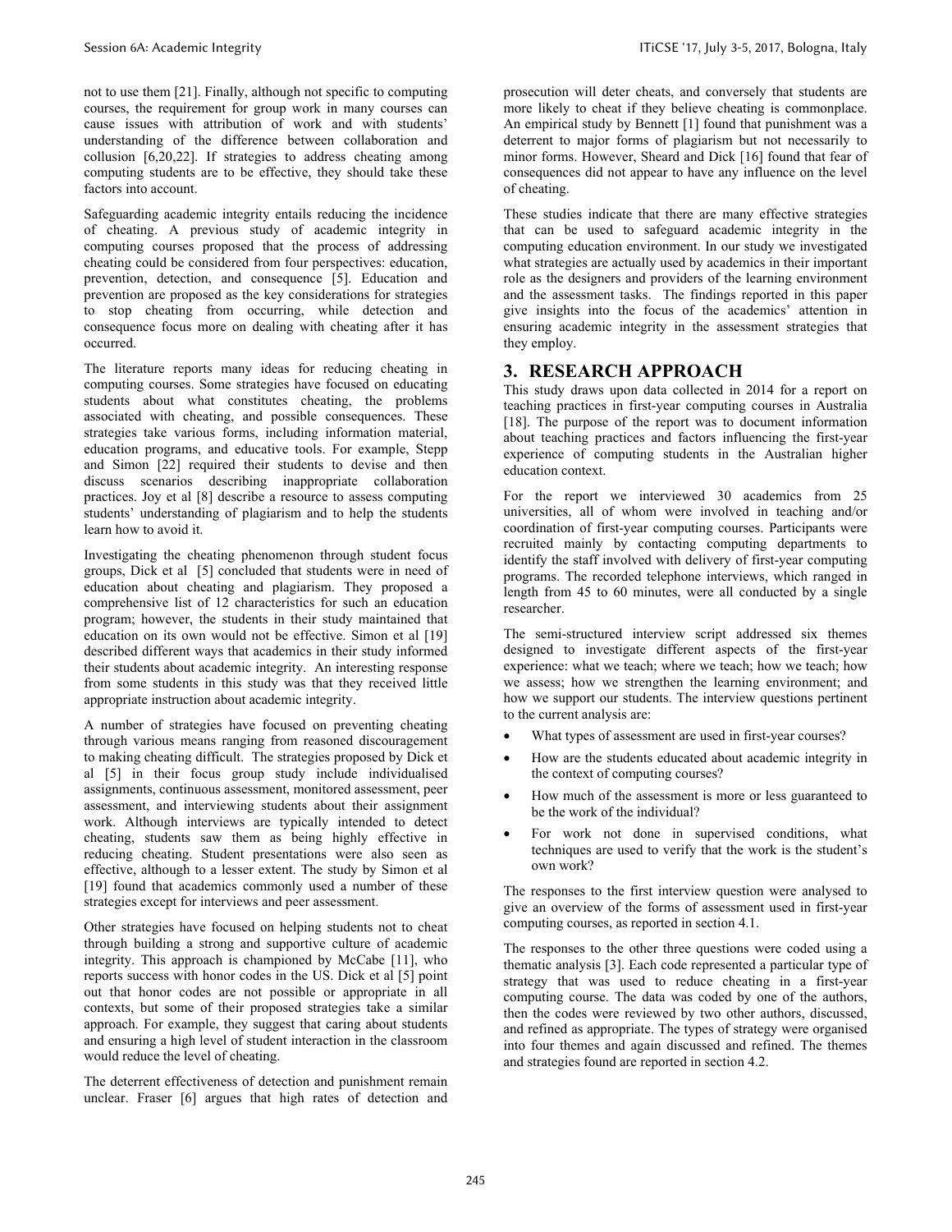not to use them [21]. Finally, although not specific to computing courses, the requirement for group work in many courses can cause issues with attribution of work and with students' understanding of the difference between collaboration and collusion [6,20,22]. If strategies to address cheating among computing students are to be effective, they should take these factors into account.

Safeguarding academic integrity entails reducing the incidence of cheating. A previous study of academic integrity in computing courses proposed that the process of addressing cheating could be considered from four perspectives: education, prevention, detection, and consequence [5]. Education and prevention are proposed as the key considerations for strategies to stop cheating from occurring, while detection and consequence focus more on dealing with cheating after it has occurred.

The literature reports many ideas for reducing cheating in computing courses. Some strategies have focused on educating students about what constitutes cheating, the problems associated with cheating, and possible consequences. These strategies take various forms, including information material, education programs, and educative tools. For example, Stepp and Simon [22] required their students to devise and then discuss scenarios describing inappropriate collaboration practices. Joy et al [8] describe a resource to assess computing students' understanding of plagiarism and to help the students learn how to avoid it.

Investigating the cheating phenomenon through student focus groups, Dick et al [5] concluded that students were in need of education about cheating and plagiarism. They proposed a comprehensive list of 12 characteristics for such an education program; however, the students in their study maintained that education on its own would not be effective. Simon et al [19] described different ways that academics in their study informed their students about academic integrity. An interesting response from some students in this study was that they received little appropriate instruction about academic integrity.

A number of strategies have focused on preventing cheating through various means ranging from reasoned discouragement to making cheating difficult. The strategies proposed by Dick et al [5] in their focus group study include individualised assignments, continuous assessment, monitored assessment, peer assessment, and interviewing students about their assignment work. Although interviews are typically intended to detect cheating, students saw them as being highly effective in reducing cheating. Student presentations were also seen as effective, although to a lesser extent. The study by Simon et al [19] found that academics commonly used a number of these strategies except for interviews and peer assessment.

Other strategies have focused on helping students not to cheat through building a strong and supportive culture of academic integrity. This approach is championed by McCabe [11], who reports success with honor codes in the US. Dick et al [5] point out that honor codes are not possible or appropriate in all contexts, but some of their proposed strategies take a similar approach. For example, they suggest that caring about students and ensuring a high level of student interaction in the classroom would reduce the level of cheating.

The deterrent effectiveness of detection and punishment remain unclear. Fraser [6] argues that high rates of detection and prosecution will deter cheats, and conversely that students are more likely to cheat if they believe cheating is commonplace. An empirical study by Bennett [1] found that punishment was a deterrent to major forms of plagiarism but not necessarily to minor forms. However, Sheard and Dick [16] found that fear of consequences did not appear to have any influence on the level of cheating.

These studies indicate that there are many effective strategies that can be used to safeguard academic integrity in the computing education environment. In our study we investigated what strategies are actually used by academics in their important role as the designers and providers of the learning environment and the assessment tasks. The findings reported in this paper give insights into the focus of the academics' attention in ensuring academic integrity in the assessment strategies that they employ.

## 3. RESEARCH APPROACH

This study draws upon data collected in 2014 for a report on teaching practices in first-year computing courses in Australia [18]. The purpose of the report was to document information about teaching practices and factors influencing the first-year experience of computing students in the Australian higher education context.

For the report we interviewed 30 academics from 25 universities, all of whom were involved in teaching and/or coordination of first-year computing courses. Participants were recruited mainly by contacting computing departments to identify the staff involved with delivery of first-year computing programs. The recorded telephone interviews, which ranged in length from 45 to 60 minutes, were all conducted by a single researcher.

The semi-structured interview script addressed six themes designed to investigate different aspects of the first-year experience: what we teach; where we teach; how we teach; how we assess; how we strengthen the learning environment; and how we support our students. The interview questions pertinent to the current analysis are:

- What types of assessment are used in first-year courses?
- How are the students educated about academic integrity in the context of computing courses?
- How much of the assessment is more or less guaranteed to be the work of the individual?
- For work not done in supervised conditions, what techniques are used to verify that the work is the student's own work?

The responses to the first interview question were analysed to give an overview of the forms of assessment used in first-year computing courses, as reported in section 4.1.

The responses to the other three questions were coded using a thematic analysis [3]. Each code represented a particular type of strategy that was used to reduce cheating in a first-year computing course. The data was coded by one of the authors, then the codes were reviewed by two other authors, discussed, and refined as appropriate. The types of strategy were organised into four themes and again discussed and refined. The themes and strategies found are reported in section 4.2.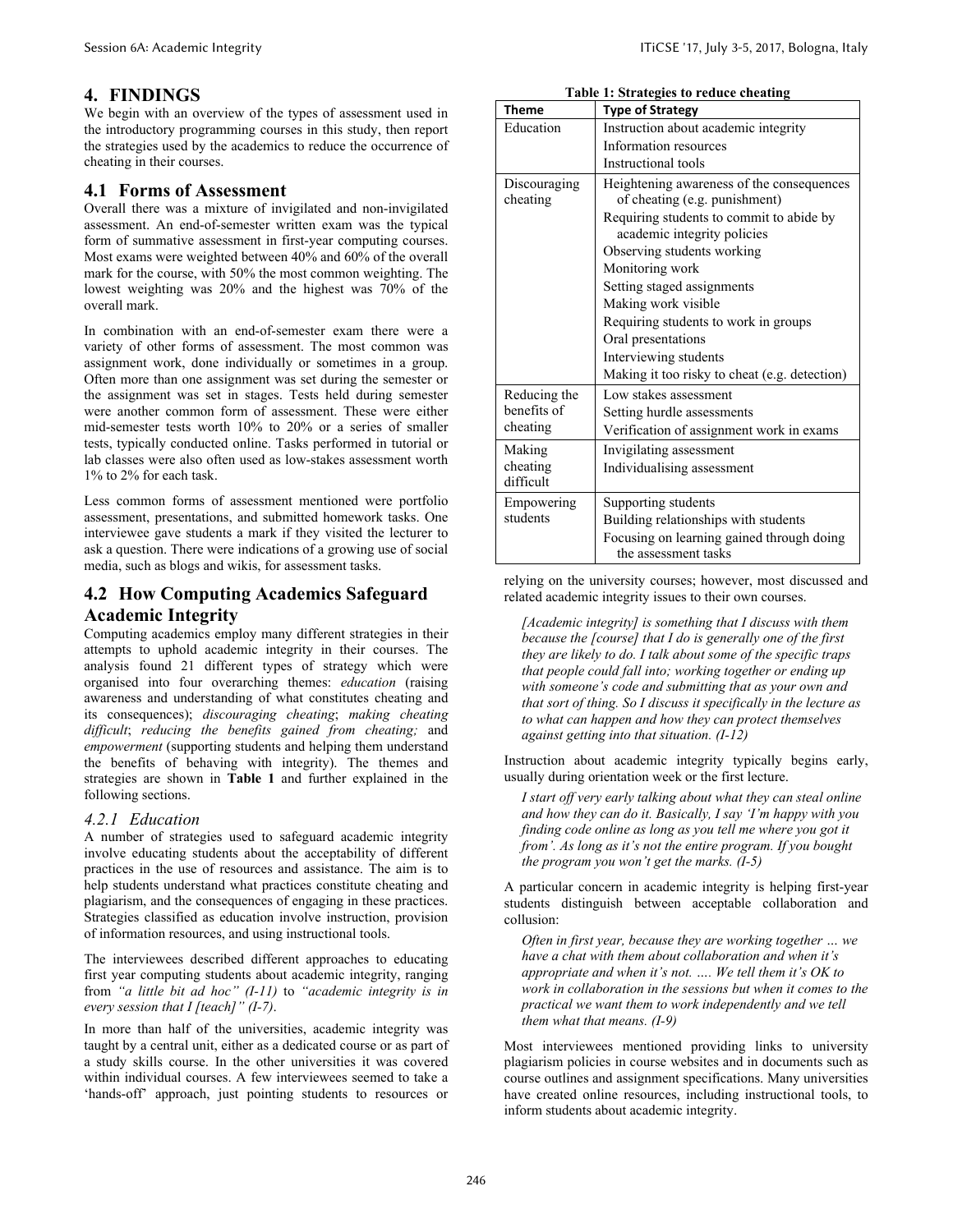# 4. FINDINGS

We begin with an overview of the types of assessment used in the introductory programming courses in this study, then report the strategies used by the academics to reduce the occurrence of cheating in their courses.

## 4.1 Forms of Assessment

Overall there was a mixture of invigilated and non-invigilated assessment. An end-of-semester written exam was the typical form of summative assessment in first-year computing courses. Most exams were weighted between 40% and 60% of the overall mark for the course, with 50% the most common weighting. The lowest weighting was 20% and the highest was 70% of the overall mark.

In combination with an end-of-semester exam there were a variety of other forms of assessment. The most common was assignment work, done individually or sometimes in a group. Often more than one assignment was set during the semester or the assignment was set in stages. Tests held during semester were another common form of assessment. These were either mid-semester tests worth 10% to 20% or a series of smaller tests, typically conducted online. Tasks performed in tutorial or lab classes were also often used as low-stakes assessment worth 1% to 2% for each task.

Less common forms of assessment mentioned were portfolio assessment, presentations, and submitted homework tasks. One interviewee gave students a mark if they visited the lecturer to ask a question. There were indications of a growing use of social media, such as blogs and wikis, for assessment tasks.

## 4.2 How Computing Academics Safeguard Academic Integrity

Computing academics employ many different strategies in their attempts to uphold academic integrity in their courses. The analysis found 21 different types of strategy which were organised into four overarching themes: *education* (raising awareness and understanding of what constitutes cheating and its consequences); *discouraging cheating*; *making cheating difficult*; *reducing the benefits gained from cheating;* and *empowerment* (supporting students and helping them understand the benefits of behaving with integrity). The themes and strategies are shown in **Table 1** and further explained in the following sections.

**Table 1: Strategies to reduce cheating**

| Theme | Type of Strategy |
|---|---|
| Education | Instruction about academic integrity |
| | Information resources |
| | Instructional tools |
| Discouraging cheating | Heightening awareness of the consequences of cheating (e.g. punishment) |
| | Requiring students to commit to abide by academic integrity policies |
| | Observing students working |
| | Monitoring work |
| | Setting staged assignments |
| | Making work visible |
| | Requiring students to work in groups |
| | Oral presentations |
| | Interviewing students |
| | Making it too risky to cheat (e.g. detection) |
| Reducing the benefits of cheating | Low stakes assessment |
| | Setting hurdle assessments |
| | Verification of assignment work in exams |
| Making cheating difficult | Invigilating assessment |
| | Individualising assessment |
| Empowering students | Supporting students |
| | Building relationships with students |
| | Focusing on learning gained through doing the assessment tasks |

### 4.2.1 Education

A number of strategies used to safeguard academic integrity involve educating students about the acceptability of different practices in the use of resources and assistance. The aim is to help students understand what practices constitute cheating and plagiarism, and the consequences of engaging in these practices. Strategies classified as education involve instruction, provision of information resources, and using instructional tools.

The interviewees described different approaches to educating first year computing students about academic integrity, ranging from *"a little bit ad hoc" (I-11)* to *"academic integrity is in every session that I [teach]" (I-7)*.

In more than half of the universities, academic integrity was taught by a central unit, either as a dedicated course or as part of a study skills course. In the other universities it was covered within individual courses. A few interviewees seemed to take a 'hands-off' approach, just pointing students to resources or relying on the university courses; however, most discussed and related academic integrity issues to their own courses.

> *[Academic integrity] is something that I discuss with them because the [course] that I do is generally one of the first they are likely to do. I talk about some of the specific traps that people could fall into; working together or ending up with someone's code and submitting that as your own and that sort of thing. So I discuss it specifically in the lecture as to what can happen and how they can protect themselves against getting into that situation. (I-12)*

Instruction about academic integrity typically begins early, usually during orientation week or the first lecture.

> *I start off very early talking about what they can steal online and how they can do it. Basically, I say 'I'm happy with you finding code online as long as you tell me where you got it from'. As long as it's not the entire program. If you bought the program you won't get the marks. (I-5)*

A particular concern in academic integrity is helping first-year students distinguish between acceptable collaboration and collusion:

> *Often in first year, because they are working together … we have a chat with them about collaboration and when it's appropriate and when it's not. …. We tell them it's OK to work in collaboration in the sessions but when it comes to the practical we want them to work independently and we tell them what that means. (I-9)*

Most interviewees mentioned providing links to university plagiarism policies in course websites and in documents such as course outlines and assignment specifications. Many universities have created online resources, including instructional tools, to inform students about academic integrity.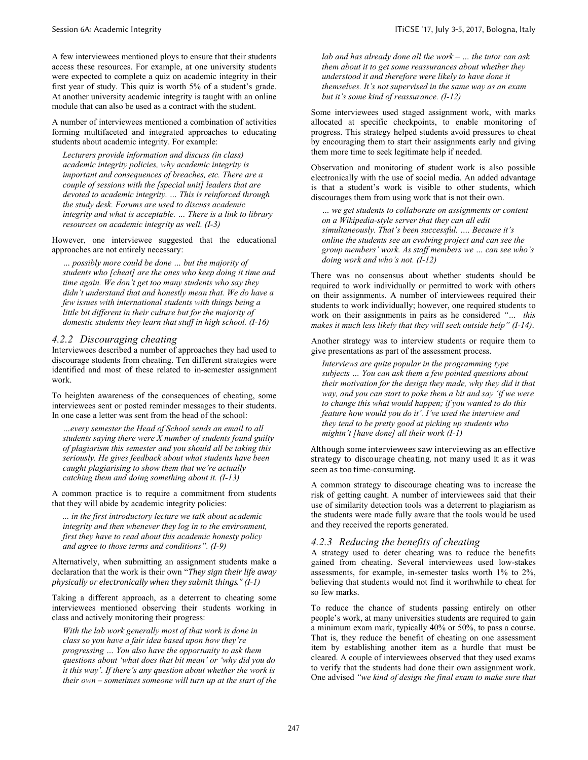A few interviewees mentioned ploys to ensure that their students access these resources. For example, at one university students were expected to complete a quiz on academic integrity in their first year of study. This quiz is worth 5% of a student's grade. At another university academic integrity is taught with an online module that can also be used as a contract with the student.

A number of interviewees mentioned a combination of activities forming multifaceted and integrated approaches to educating students about academic integrity. For example:

> *Lecturers provide information and discuss (in class) academic integrity policies, why academic integrity is important and consequences of breaches, etc. There are a couple of sessions with the [special unit] leaders that are devoted to academic integrity. … This is reinforced through the study desk. Forums are used to discuss academic integrity and what is acceptable. … There is a link to library resources on academic integrity as well. (I-3)*

However, one interviewee suggested that the educational approaches are not entirely necessary:

> *… possibly more could be done … but the majority of students who [cheat] are the ones who keep doing it time and time again. We don't get too many students who say they didn't understand that and honestly mean that. We do have a few issues with international students with things being a little bit different in their culture but for the majority of domestic students they learn that stuff in high school. (I-16)*

### 4.2.2 Discouraging cheating

Interviewees described a number of approaches they had used to discourage students from cheating. Ten different strategies were identified and most of these related to in-semester assignment work.

To heighten awareness of the consequences of cheating, some interviewees sent or posted reminder messages to their students. In one case a letter was sent from the head of the school:

> *…every semester the Head of School sends an email to all students saying there were X number of students found guilty of plagiarism this semester and you should all be taking this seriously. He gives feedback about what students have been caught plagiarising to show them that we're actually catching them and doing something about it. (I-13)*

A common practice is to require a commitment from students that they will abide by academic integrity policies:

> *... in the first introductory lecture we talk about academic integrity and then whenever they log in to the environment, first they have to read about this academic honesty policy and agree to those terms and conditions". (I-9)*

Alternatively, when submitting an assignment students make a declaration that the work is their own "*They sign their life away physically or electronically when they submit things." (I-1)*

Taking a different approach, as a deterrent to cheating some interviewees mentioned observing their students working in class and actively monitoring their progress:

> *With the lab work generally most of that work is done in class so you have a fair idea based upon how they're progressing … You also have the opportunity to ask them questions about 'what does that bit mean' or 'why did you do it this way'. If there's any question about whether the work is their own – sometimes someone will turn up at the start of the lab and has already done all the work – … the tutor can ask them about it to get some reassurances about whether they understood it and therefore were likely to have done it themselves. It's not supervised in the same way as an exam but it's some kind of reassurance. (I-12)*

Some interviewees used staged assignment work, with marks allocated at specific checkpoints, to enable monitoring of progress. This strategy helped students avoid pressures to cheat by encouraging them to start their assignments early and giving them more time to seek legitimate help if needed.

Observation and monitoring of student work is also possible electronically with the use of social media. An added advantage is that a student's work is visible to other students, which discourages them from using work that is not their own.

> *… we get students to collaborate on assignments or content on a Wikipedia-style server that they can all edit simultaneously. That's been successful. …. Because it's online the students see an evolving project and can see the group members' work. As staff members we … can see who's doing work and who's not. (I-12)*

There was no consensus about whether students should be required to work individually or permitted to work with others on their assignments. A number of interviewees required their students to work individually; however, one required students to work on their assignments in pairs as he considered *"… this makes it much less likely that they will seek outside help" (I-14)*.

Another strategy was to interview students or require them to give presentations as part of the assessment process.

> *Interviews are quite popular in the programming type subjects … You can ask them a few pointed questions about their motivation for the design they made, why they did it that way, and you can start to poke them a bit and say 'if we were to change this what would happen; if you wanted to do this feature how would you do it'. I've used the interview and they tend to be pretty good at picking up students who mightn't [have done] all their work (I-1)*

Although some interviewees saw interviewing as an effective strategy to discourage cheating, not many used it as it was seen as too time-consuming.

A common strategy to discourage cheating was to increase the risk of getting caught. A number of interviewees said that their use of similarity detection tools was a deterrent to plagiarism as the students were made fully aware that the tools would be used and they received the reports generated.

### 4.2.3 Reducing the benefits of cheating

A strategy used to deter cheating was to reduce the benefits gained from cheating. Several interviewees used low-stakes assessments, for example, in-semester tasks worth 1% to 2%, believing that students would not find it worthwhile to cheat for so few marks.

To reduce the chance of students passing entirely on other people's work, at many universities students are required to gain a minimum exam mark, typically 40% or 50%, to pass a course. That is, they reduce the benefit of cheating on one assessment item by establishing another item as a hurdle that must be cleared. A couple of interviewees observed that they used exams to verify that the students had done their own assignment work. One advised *"we kind of design the final exam to make sure that*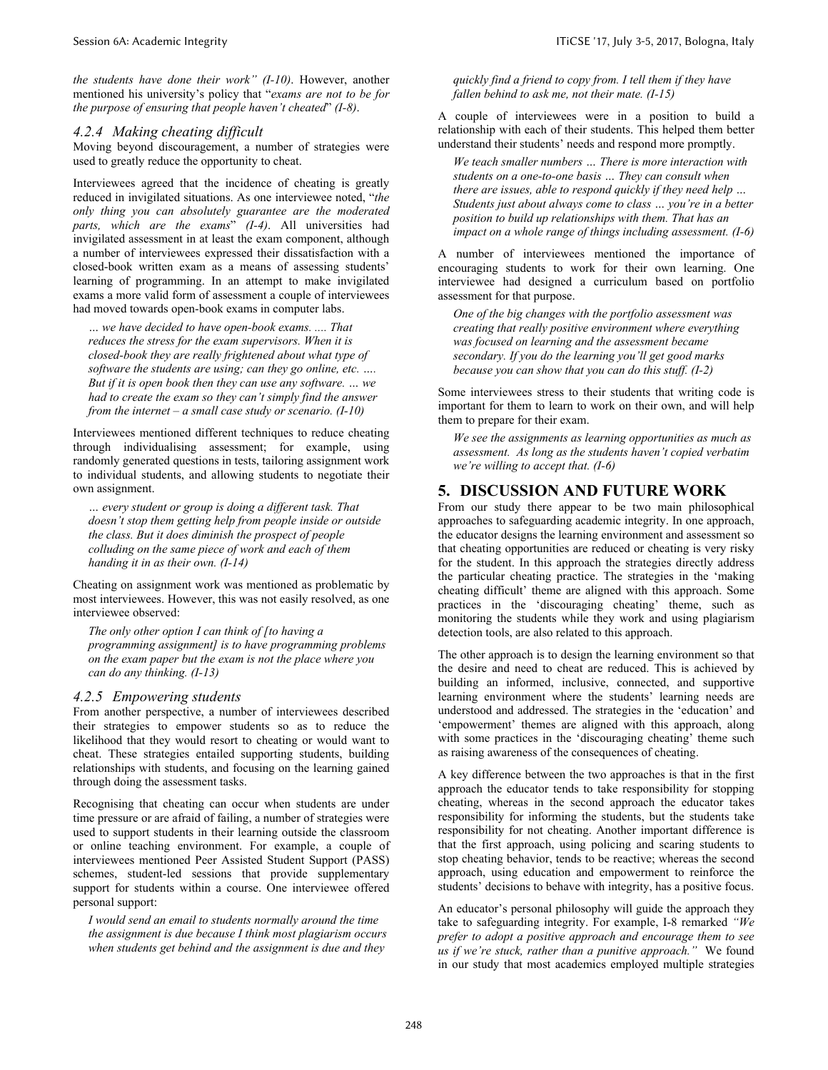*the students have done their work" (I-10)*. However, another mentioned his university's policy that "*exams are not to be for the purpose of ensuring that people haven't cheated*" *(I-8)*.

### 4.2.4 Making cheating difficult

Moving beyond discouragement, a number of strategies were used to greatly reduce the opportunity to cheat.

Interviewees agreed that the incidence of cheating is greatly reduced in invigilated situations. As one interviewee noted, "*the only thing you can absolutely guarantee are the moderated parts, which are the exams*" *(I-4)*. All universities had invigilated assessment in at least the exam component, although a number of interviewees expressed their dissatisfaction with a closed-book written exam as a means of assessing students' learning of programming. In an attempt to make invigilated exams a more valid form of assessment a couple of interviewees had moved towards open-book exams in computer labs.

> *… we have decided to have open-book exams. .... That reduces the stress for the exam supervisors. When it is closed-book they are really frightened about what type of software the students are using; can they go online, etc. …. But if it is open book then they can use any software. … we had to create the exam so they can't simply find the answer from the internet – a small case study or scenario. (I-10)*

Interviewees mentioned different techniques to reduce cheating through individualising assessment; for example, using randomly generated questions in tests, tailoring assignment work to individual students, and allowing students to negotiate their own assignment.

> *… every student or group is doing a different task. That doesn't stop them getting help from people inside or outside the class. But it does diminish the prospect of people colluding on the same piece of work and each of them handing it in as their own. (I-14)*

Cheating on assignment work was mentioned as problematic by most interviewees. However, this was not easily resolved, as one interviewee observed:

> *The only other option I can think of [to having a programming assignment] is to have programming problems on the exam paper but the exam is not the place where you can do any thinking. (I-13)*

### 4.2.5 Empowering students

From another perspective, a number of interviewees described their strategies to empower students so as to reduce the likelihood that they would resort to cheating or would want to cheat. These strategies entailed supporting students, building relationships with students, and focusing on the learning gained through doing the assessment tasks.

Recognising that cheating can occur when students are under time pressure or are afraid of failing, a number of strategies were used to support students in their learning outside the classroom or online teaching environment. For example, a couple of interviewees mentioned Peer Assisted Student Support (PASS) schemes, student-led sessions that provide supplementary support for students within a course. One interviewee offered personal support:

> *I would send an email to students normally around the time the assignment is due because I think most plagiarism occurs when students get behind and the assignment is due and they quickly find a friend to copy from. I tell them if they have fallen behind to ask me, not their mate. (I-15)*

A couple of interviewees were in a position to build a relationship with each of their students. This helped them better understand their students' needs and respond more promptly.

> *We teach smaller numbers … There is more interaction with students on a one-to-one basis … They can consult when there are issues, able to respond quickly if they need help … Students just about always come to class … you're in a better position to build up relationships with them. That has an impact on a whole range of things including assessment. (I-6)*

A number of interviewees mentioned the importance of encouraging students to work for their own learning. One interviewee had designed a curriculum based on portfolio assessment for that purpose.

> *One of the big changes with the portfolio assessment was creating that really positive environment where everything was focused on learning and the assessment became secondary. If you do the learning you'll get good marks because you can show that you can do this stuff. (I-2)*

Some interviewees stress to their students that writing code is important for them to learn to work on their own, and will help them to prepare for their exam.

> *We see the assignments as learning opportunities as much as assessment. As long as the students haven't copied verbatim we're willing to accept that. (I-6)*

## 5. DISCUSSION AND FUTURE WORK

From our study there appear to be two main philosophical approaches to safeguarding academic integrity. In one approach, the educator designs the learning environment and assessment so that cheating opportunities are reduced or cheating is very risky for the student. In this approach the strategies directly address the particular cheating practice. The strategies in the 'making cheating difficult' theme are aligned with this approach. Some practices in the 'discouraging cheating' theme, such as monitoring the students while they work and using plagiarism detection tools, are also related to this approach.

The other approach is to design the learning environment so that the desire and need to cheat are reduced. This is achieved by building an informed, inclusive, connected, and supportive learning environment where the students' learning needs are understood and addressed. The strategies in the 'education' and 'empowerment' themes are aligned with this approach, along with some practices in the 'discouraging cheating' theme such as raising awareness of the consequences of cheating.

A key difference between the two approaches is that in the first approach the educator tends to take responsibility for stopping cheating, whereas in the second approach the educator takes responsibility for informing the students, but the students take responsibility for not cheating. Another important difference is that the first approach, using policing and scaring students to stop cheating behavior, tends to be reactive; whereas the second approach, using education and empowerment to reinforce the students' decisions to behave with integrity, has a positive focus.

An educator's personal philosophy will guide the approach they take to safeguarding integrity. For example, I-8 remarked *"We prefer to adopt a positive approach and encourage them to see us if we're stuck, rather than a punitive approach."* We found in our study that most academics employed multiple strategies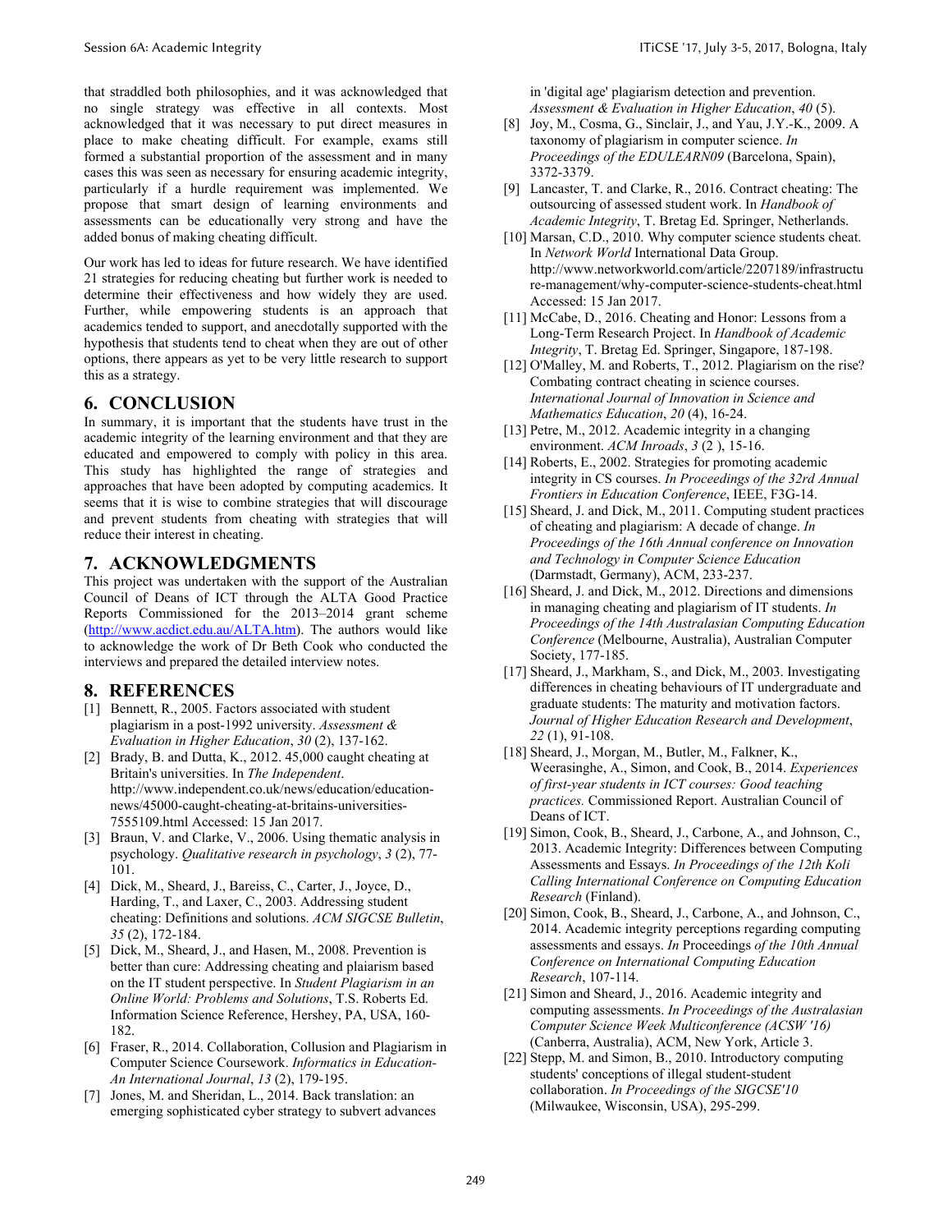that straddled both philosophies, and it was acknowledged that no single strategy was effective in all contexts. Most acknowledged that it was necessary to put direct measures in place to make cheating difficult. For example, exams still formed a substantial proportion of the assessment and in many cases this was seen as necessary for ensuring academic integrity, particularly if a hurdle requirement was implemented. We propose that smart design of learning environments and assessments can be educationally very strong and have the added bonus of making cheating difficult.

Our work has led to ideas for future research. We have identified 21 strategies for reducing cheating but further work is needed to determine their effectiveness and how widely they are used. Further, while empowering students is an approach that academics tended to support, and anecdotally supported with the hypothesis that students tend to cheat when they are out of other options, there appears as yet to be very little research to support this as a strategy.

## 6. CONCLUSION

In summary, it is important that the students have trust in the academic integrity of the learning environment and that they are educated and empowered to comply with policy in this area. This study has highlighted the range of strategies and approaches that have been adopted by computing academics. It seems that it is wise to combine strategies that will discourage and prevent students from cheating with strategies that will reduce their interest in cheating.

## 7. ACKNOWLEDGMENTS

This project was undertaken with the support of the Australian Council of Deans of ICT through the ALTA Good Practice Reports Commissioned for the 2013–2014 grant scheme (http://www.acdict.edu.au/ALTA.htm). The authors would like to acknowledge the work of Dr Beth Cook who conducted the interviews and prepared the detailed interview notes.

## 8. REFERENCES

[1] Bennett, R., 2005. Factors associated with student plagiarism in a post-1992 university. *Assessment & Evaluation in Higher Education*, *30* (2), 137-162.

[2] Brady, B. and Dutta, K., 2012. 45,000 caught cheating at Britain's universities. In *The Independent*. http://www.independent.co.uk/news/education/education-news/45000-caught-cheating-at-britains-universities-7555109.html Accessed: 15 Jan 2017.

[3] Braun, V. and Clarke, V., 2006. Using thematic analysis in psychology. *Qualitative research in psychology*, *3* (2), 77-101.

[4] Dick, M., Sheard, J., Bareiss, C., Carter, J., Joyce, D., Harding, T., and Laxer, C., 2003. Addressing student cheating: Definitions and solutions. *ACM SIGCSE Bulletin*, *35* (2), 172-184.

[5] Dick, M., Sheard, J., and Hasen, M., 2008. Prevention is better than cure: Addressing cheating and plaiarism based on the IT student perspective. In *Student Plagiarism in an Online World: Problems and Solutions*, T.S. Roberts Ed. Information Science Reference, Hershey, PA, USA, 160-182.

[6] Fraser, R., 2014. Collaboration, Collusion and Plagiarism in Computer Science Coursework. *Informatics in Education-An International Journal*, *13* (2), 179-195.

[7] Jones, M. and Sheridan, L., 2014. Back translation: an emerging sophisticated cyber strategy to subvert advances in 'digital age' plagiarism detection and prevention. *Assessment & Evaluation in Higher Education*, *40* (5).

[8] Joy, M., Cosma, G., Sinclair, J., and Yau, J.Y.-K., 2009. A taxonomy of plagiarism in computer science. *In Proceedings of the EDULEARN09* (Barcelona, Spain), 3372-3379.

[9] Lancaster, T. and Clarke, R., 2016. Contract cheating: The outsourcing of assessed student work. In *Handbook of Academic Integrity*, T. Bretag Ed. Springer, Netherlands.

[10] Marsan, C.D., 2010. Why computer science students cheat. In *Network World* International Data Group. http://www.networkworld.com/article/2207189/infrastructure-management/why-computer-science-students-cheat.html Accessed: 15 Jan 2017.

[11] McCabe, D., 2016. Cheating and Honor: Lessons from a Long-Term Research Project. In *Handbook of Academic Integrity*, T. Bretag Ed. Springer, Singapore, 187-198.

[12] O'Malley, M. and Roberts, T., 2012. Plagiarism on the rise? Combating contract cheating in science courses. *International Journal of Innovation in Science and Mathematics Education*, *20* (4), 16-24.

[13] Petre, M., 2012. Academic integrity in a changing environment. *ACM Inroads*, *3* (2 ), 15-16.

[14] Roberts, E., 2002. Strategies for promoting academic integrity in CS courses. *In Proceedings of the 32rd Annual Frontiers in Education Conference*, IEEE, F3G-14.

[15] Sheard, J. and Dick, M., 2011. Computing student practices of cheating and plagiarism: A decade of change. *In Proceedings of the 16th Annual conference on Innovation and Technology in Computer Science Education* (Darmstadt, Germany), ACM, 233-237.

[16] Sheard, J. and Dick, M., 2012. Directions and dimensions in managing cheating and plagiarism of IT students. *In Proceedings of the 14th Australasian Computing Education Conference* (Melbourne, Australia), Australian Computer Society, 177-185.

[17] Sheard, J., Markham, S., and Dick, M., 2003. Investigating differences in cheating behaviours of IT undergraduate and graduate students: The maturity and motivation factors. *Journal of Higher Education Research and Development*, *22* (1), 91-108.

[18] Sheard, J., Morgan, M., Butler, M., Falkner, K., Weerasinghe, A., Simon, and Cook, B., 2014. *Experiences of first-year students in ICT courses: Good teaching practices.* Commissioned Report. Australian Council of Deans of ICT.

[19] Simon, Cook, B., Sheard, J., Carbone, A., and Johnson, C., 2013. Academic Integrity: Differences between Computing Assessments and Essays. *In Proceedings of the 12th Koli Calling International Conference on Computing Education Research* (Finland).

[20] Simon, Cook, B., Sheard, J., Carbone, A., and Johnson, C., 2014. Academic integrity perceptions regarding computing assessments and essays. *In* Proceedings *of the 10th Annual Conference on International Computing Education Research*, 107-114.

[21] Simon and Sheard, J., 2016. Academic integrity and computing assessments. *In Proceedings of the Australasian Computer Science Week Multiconference (ACSW '16)* (Canberra, Australia), ACM, New York, Article 3.

[22] Stepp, M. and Simon, B., 2010. Introductory computing students' conceptions of illegal student-student collaboration. *In Proceedings of the SIGCSE'10* (Milwaukee, Wisconsin, USA), 295-299.